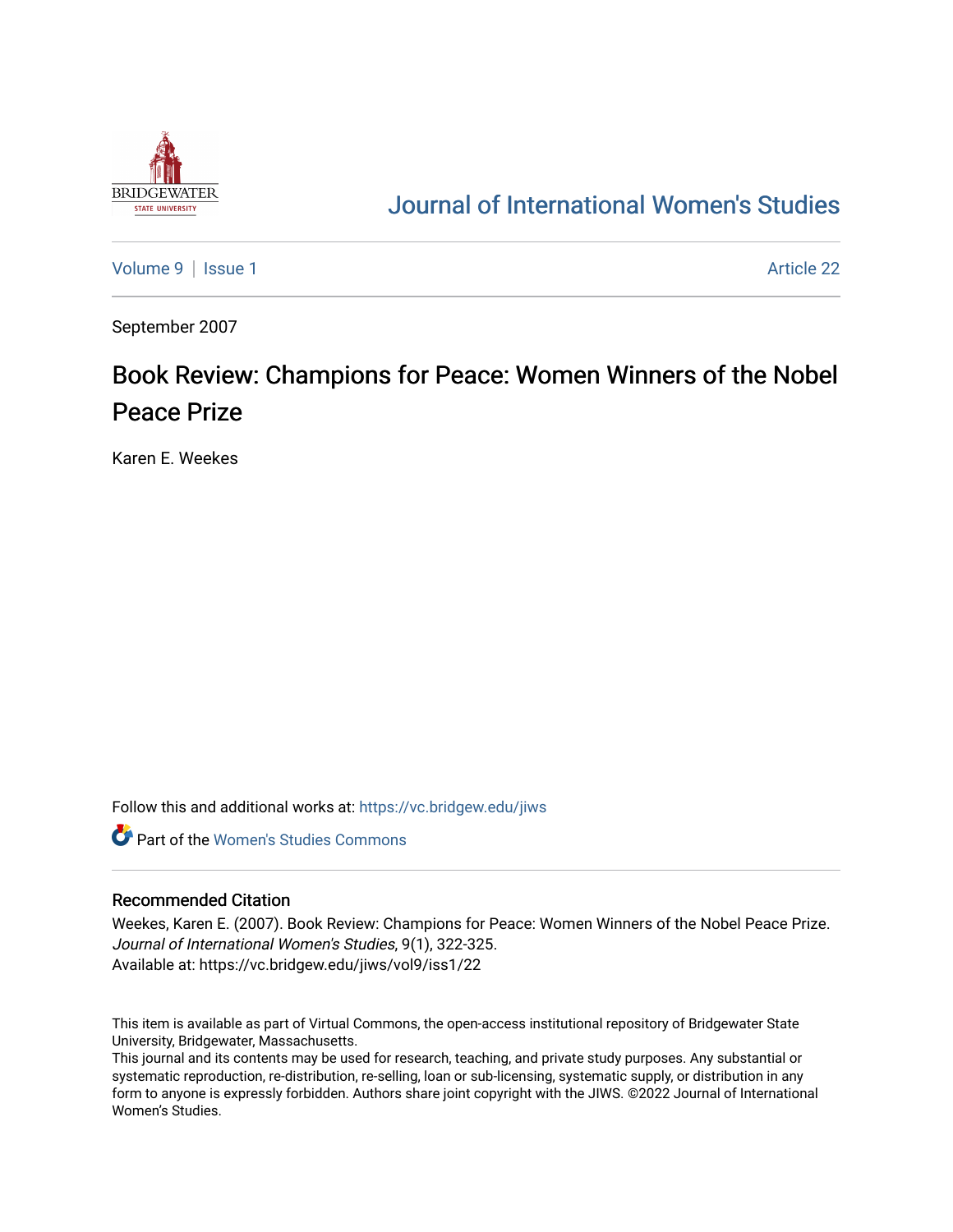Journal of International Women's Studies

Volume 9 | Issue 1 | Article 22

September 2007

# Book Review: Champions for Peace: Women Winners of the Nobel Peace Prize

Karen E. Weekes

Follow this and additional works at: https://vc.bridgew.edu/jiws

Part of the Women's Studies Commons

## Recommended Citation

Weekes, Karen E. (2007). Book Review: Champions for Peace: Women Winners of the Nobel Peace Prize. *Journal of International Women's Studies*, 9(1), 322-325.
Available at: https://vc.bridgew.edu/jiws/vol9/iss1/22

This item is available as part of Virtual Commons, the open-access institutional repository of Bridgewater State University, Bridgewater, Massachusetts.
This journal and its contents may be used for research, teaching, and private study purposes. Any substantial or systematic reproduction, re-distribution, re-selling, loan or sub-licensing, systematic supply, or distribution in any form to anyone is expressly forbidden. Authors share joint copyright with the JIWS. ©2022 Journal of International Women's Studies.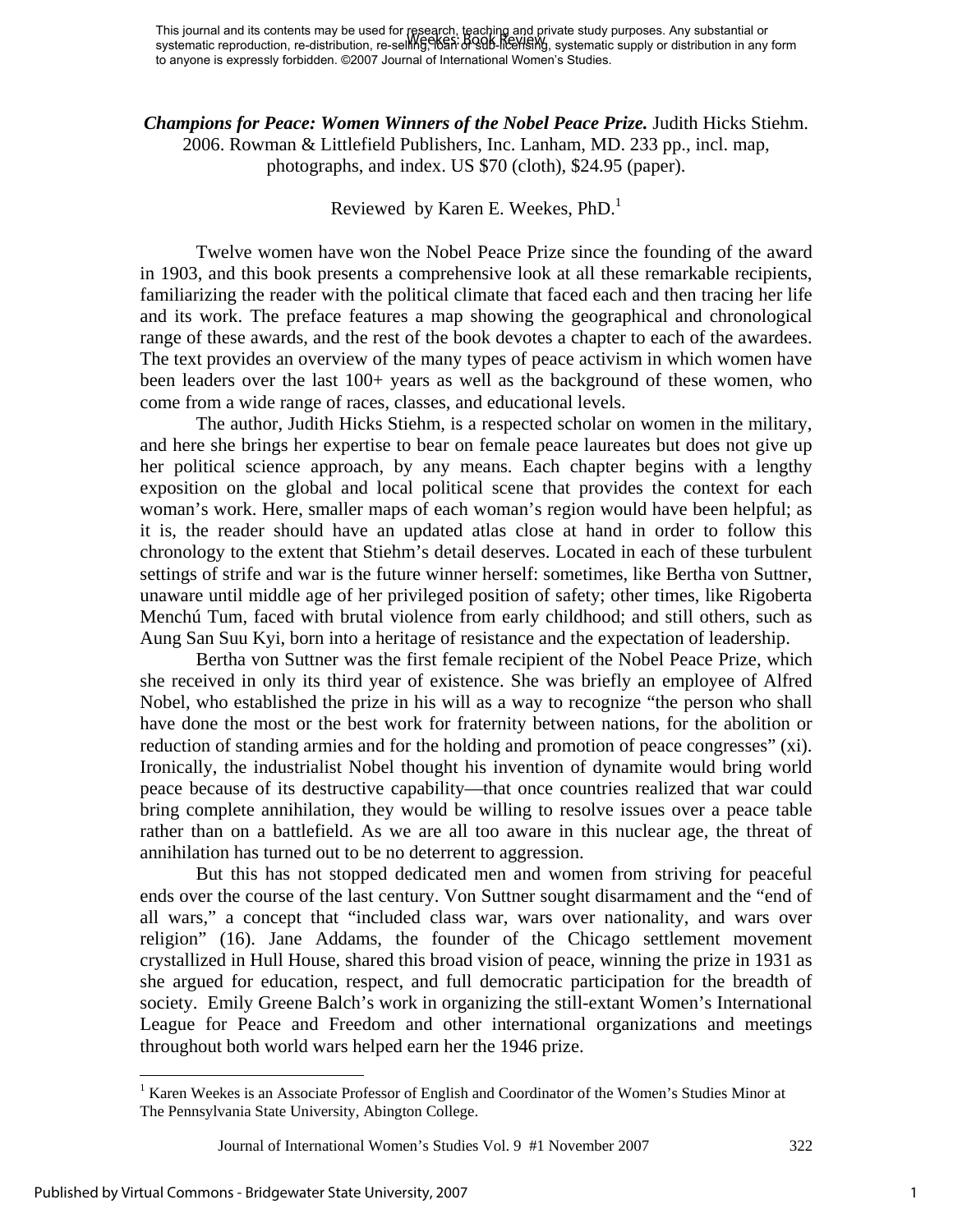**Champions for Peace: Women Winners of the Nobel Peace Prize.** Judith Hicks Stiehm. 2006. Rowman & Littlefield Publishers, Inc. Lanham, MD. 233 pp., incl. map, photographs, and index. US $70 (cloth), $24.95 (paper).

Reviewed by Karen E. Weekes, PhD.[1]

Twelve women have won the Nobel Peace Prize since the founding of the award in 1903, and this book presents a comprehensive look at all these remarkable recipients, familiarizing the reader with the political climate that faced each and then tracing her life and its work. The preface features a map showing the geographical and chronological range of these awards, and the rest of the book devotes a chapter to each of the awardees. The text provides an overview of the many types of peace activism in which women have been leaders over the last 100+ years as well as the background of these women, who come from a wide range of races, classes, and educational levels.

The author, Judith Hicks Stiehm, is a respected scholar on women in the military, and here she brings her expertise to bear on female peace laureates but does not give up her political science approach, by any means. Each chapter begins with a lengthy exposition on the global and local political scene that provides the context for each woman's work. Here, smaller maps of each woman's region would have been helpful; as it is, the reader should have an updated atlas close at hand in order to follow this chronology to the extent that Stiehm's detail deserves. Located in each of these turbulent settings of strife and war is the future winner herself: sometimes, like Bertha von Suttner, unaware until middle age of her privileged position of safety; other times, like Rigoberta Menchú Tum, faced with brutal violence from early childhood; and still others, such as Aung San Suu Kyi, born into a heritage of resistance and the expectation of leadership.

Bertha von Suttner was the first female recipient of the Nobel Peace Prize, which she received in only its third year of existence. She was briefly an employee of Alfred Nobel, who established the prize in his will as a way to recognize "the person who shall have done the most or the best work for fraternity between nations, for the abolition or reduction of standing armies and for the holding and promotion of peace congresses" (xi). Ironically, the industrialist Nobel thought his invention of dynamite would bring world peace because of its destructive capability—that once countries realized that war could bring complete annihilation, they would be willing to resolve issues over a peace table rather than on a battlefield. As we are all too aware in this nuclear age, the threat of annihilation has turned out to be no deterrent to aggression.

But this has not stopped dedicated men and women from striving for peaceful ends over the course of the last century. Von Suttner sought disarmament and the "end of all wars," a concept that "included class war, wars over nationality, and wars over religion" (16). Jane Addams, the founder of the Chicago settlement movement crystallized in Hull House, shared this broad vision of peace, winning the prize in 1931 as she argued for education, respect, and full democratic participation for the breadth of society. Emily Greene Balch's work in organizing the still-extant Women's International League for Peace and Freedom and other international organizations and meetings throughout both world wars helped earn her the 1946 prize.

---

[1] Karen Weekes is an Associate Professor of English and Coordinator of the Women's Studies Minor at The Pennsylvania State University, Abington College.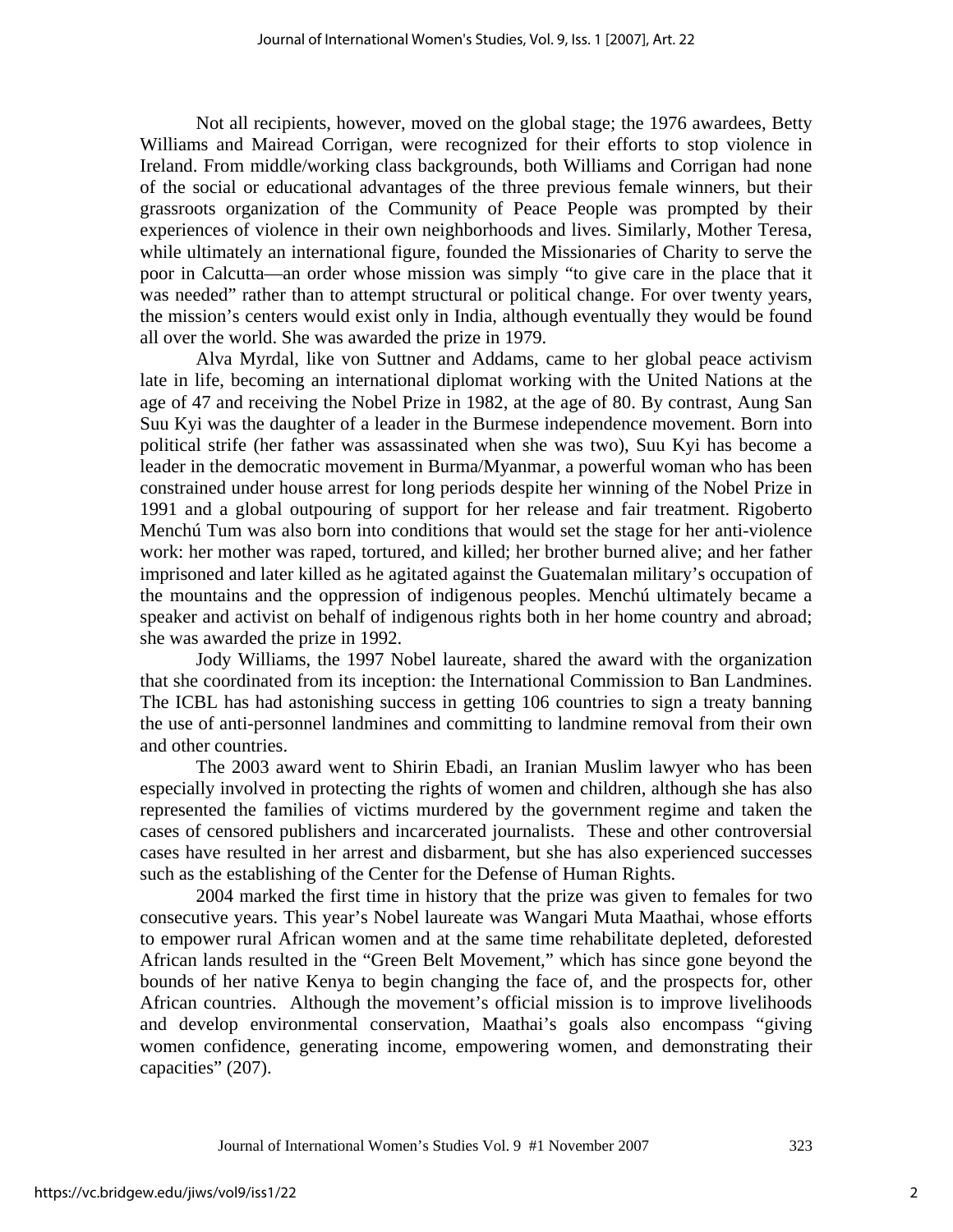Not all recipients, however, moved on the global stage; the 1976 awardees, Betty Williams and Mairead Corrigan, were recognized for their efforts to stop violence in Ireland. From middle/working class backgrounds, both Williams and Corrigan had none of the social or educational advantages of the three previous female winners, but their grassroots organization of the Community of Peace People was prompted by their experiences of violence in their own neighborhoods and lives. Similarly, Mother Teresa, while ultimately an international figure, founded the Missionaries of Charity to serve the poor in Calcutta—an order whose mission was simply "to give care in the place that it was needed" rather than to attempt structural or political change. For over twenty years, the mission's centers would exist only in India, although eventually they would be found all over the world. She was awarded the prize in 1979.

Alva Myrdal, like von Suttner and Addams, came to her global peace activism late in life, becoming an international diplomat working with the United Nations at the age of 47 and receiving the Nobel Prize in 1982, at the age of 80. By contrast, Aung San Suu Kyi was the daughter of a leader in the Burmese independence movement. Born into political strife (her father was assassinated when she was two), Suu Kyi has become a leader in the democratic movement in Burma/Myanmar, a powerful woman who has been constrained under house arrest for long periods despite her winning of the Nobel Prize in 1991 and a global outpouring of support for her release and fair treatment. Rigoberto Menchú Tum was also born into conditions that would set the stage for her anti-violence work: her mother was raped, tortured, and killed; her brother burned alive; and her father imprisoned and later killed as he agitated against the Guatemalan military's occupation of the mountains and the oppression of indigenous peoples. Menchú ultimately became a speaker and activist on behalf of indigenous rights both in her home country and abroad; she was awarded the prize in 1992.

Jody Williams, the 1997 Nobel laureate, shared the award with the organization that she coordinated from its inception: the International Commission to Ban Landmines. The ICBL has had astonishing success in getting 106 countries to sign a treaty banning the use of anti-personnel landmines and committing to landmine removal from their own and other countries.

The 2003 award went to Shirin Ebadi, an Iranian Muslim lawyer who has been especially involved in protecting the rights of women and children, although she has also represented the families of victims murdered by the government regime and taken the cases of censored publishers and incarcerated journalists. These and other controversial cases have resulted in her arrest and disbarment, but she has also experienced successes such as the establishing of the Center for the Defense of Human Rights.

2004 marked the first time in history that the prize was given to females for two consecutive years. This year's Nobel laureate was Wangari Muta Maathai, whose efforts to empower rural African women and at the same time rehabilitate depleted, deforested African lands resulted in the "Green Belt Movement," which has since gone beyond the bounds of her native Kenya to begin changing the face of, and the prospects for, other African countries. Although the movement's official mission is to improve livelihoods and develop environmental conservation, Maathai's goals also encompass "giving women confidence, generating income, empowering women, and demonstrating their capacities" (207).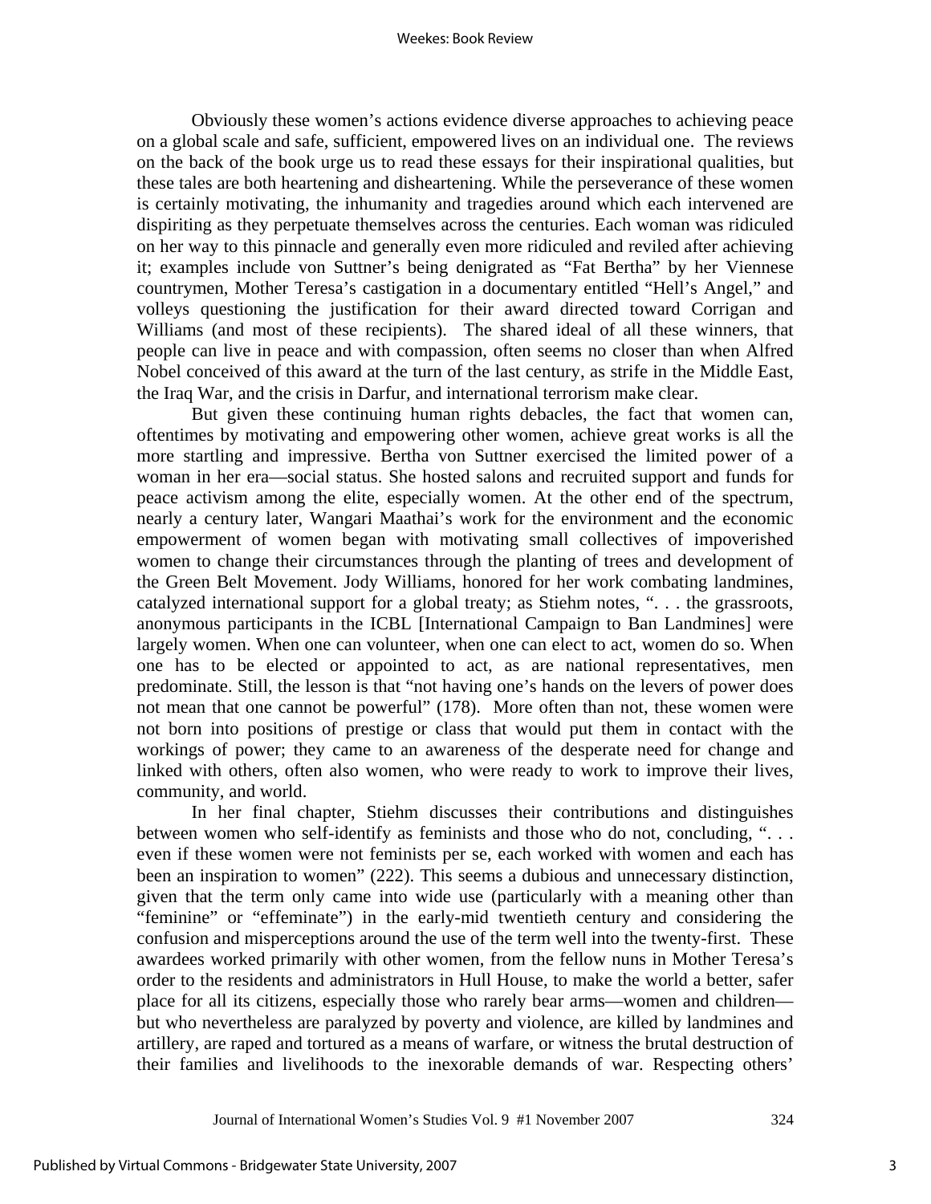Obviously these women's actions evidence diverse approaches to achieving peace on a global scale and safe, sufficient, empowered lives on an individual one. The reviews on the back of the book urge us to read these essays for their inspirational qualities, but these tales are both heartening and disheartening. While the perseverance of these women is certainly motivating, the inhumanity and tragedies around which each intervened are dispiriting as they perpetuate themselves across the centuries. Each woman was ridiculed on her way to this pinnacle and generally even more ridiculed and reviled after achieving it; examples include von Suttner's being denigrated as "Fat Bertha" by her Viennese countrymen, Mother Teresa's castigation in a documentary entitled "Hell's Angel," and volleys questioning the justification for their award directed toward Corrigan and Williams (and most of these recipients). The shared ideal of all these winners, that people can live in peace and with compassion, often seems no closer than when Alfred Nobel conceived of this award at the turn of the last century, as strife in the Middle East, the Iraq War, and the crisis in Darfur, and international terrorism make clear.

But given these continuing human rights debacles, the fact that women can, oftentimes by motivating and empowering other women, achieve great works is all the more startling and impressive. Bertha von Suttner exercised the limited power of a woman in her era—social status. She hosted salons and recruited support and funds for peace activism among the elite, especially women. At the other end of the spectrum, nearly a century later, Wangari Maathai's work for the environment and the economic empowerment of women began with motivating small collectives of impoverished women to change their circumstances through the planting of trees and development of the Green Belt Movement. Jody Williams, honored for her work combating landmines, catalyzed international support for a global treaty; as Stiehm notes, ". . . the grassroots, anonymous participants in the ICBL [International Campaign to Ban Landmines] were largely women. When one can volunteer, when one can elect to act, women do so. When one has to be elected or appointed to act, as are national representatives, men predominate. Still, the lesson is that "not having one's hands on the levers of power does not mean that one cannot be powerful" (178). More often than not, these women were not born into positions of prestige or class that would put them in contact with the workings of power; they came to an awareness of the desperate need for change and linked with others, often also women, who were ready to work to improve their lives, community, and world.

In her final chapter, Stiehm discusses their contributions and distinguishes between women who self-identify as feminists and those who do not, concluding, ". . . even if these women were not feminists per se, each worked with women and each has been an inspiration to women" (222). This seems a dubious and unnecessary distinction, given that the term only came into wide use (particularly with a meaning other than "feminine" or "effeminate") in the early-mid twentieth century and considering the confusion and misperceptions around the use of the term well into the twenty-first. These awardees worked primarily with other women, from the fellow nuns in Mother Teresa's order to the residents and administrators in Hull House, to make the world a better, safer place for all its citizens, especially those who rarely bear arms—women and children—but who nevertheless are paralyzed by poverty and violence, are killed by landmines and artillery, are raped and tortured as a means of warfare, or witness the brutal destruction of their families and livelihoods to the inexorable demands of war. Respecting others'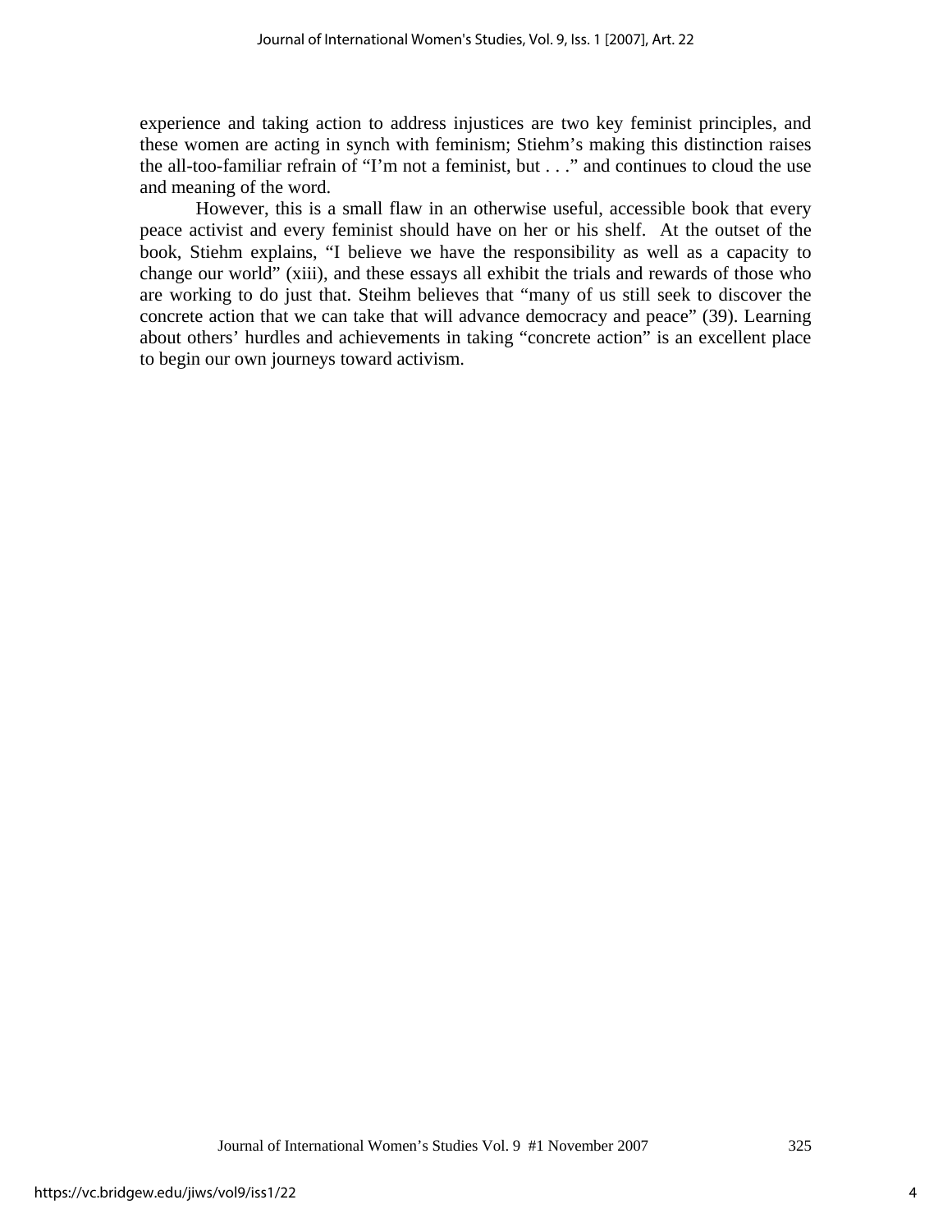experience and taking action to address injustices are two key feminist principles, and these women are acting in synch with feminism; Stiehm's making this distinction raises the all-too-familiar refrain of "I'm not a feminist, but . . ." and continues to cloud the use and meaning of the word.

However, this is a small flaw in an otherwise useful, accessible book that every peace activist and every feminist should have on her or his shelf. At the outset of the book, Stiehm explains, "I believe we have the responsibility as well as a capacity to change our world" (xiii), and these essays all exhibit the trials and rewards of those who are working to do just that. Steihm believes that "many of us still seek to discover the concrete action that we can take that will advance democracy and peace" (39). Learning about others' hurdles and achievements in taking "concrete action" is an excellent place to begin our own journeys toward activism.